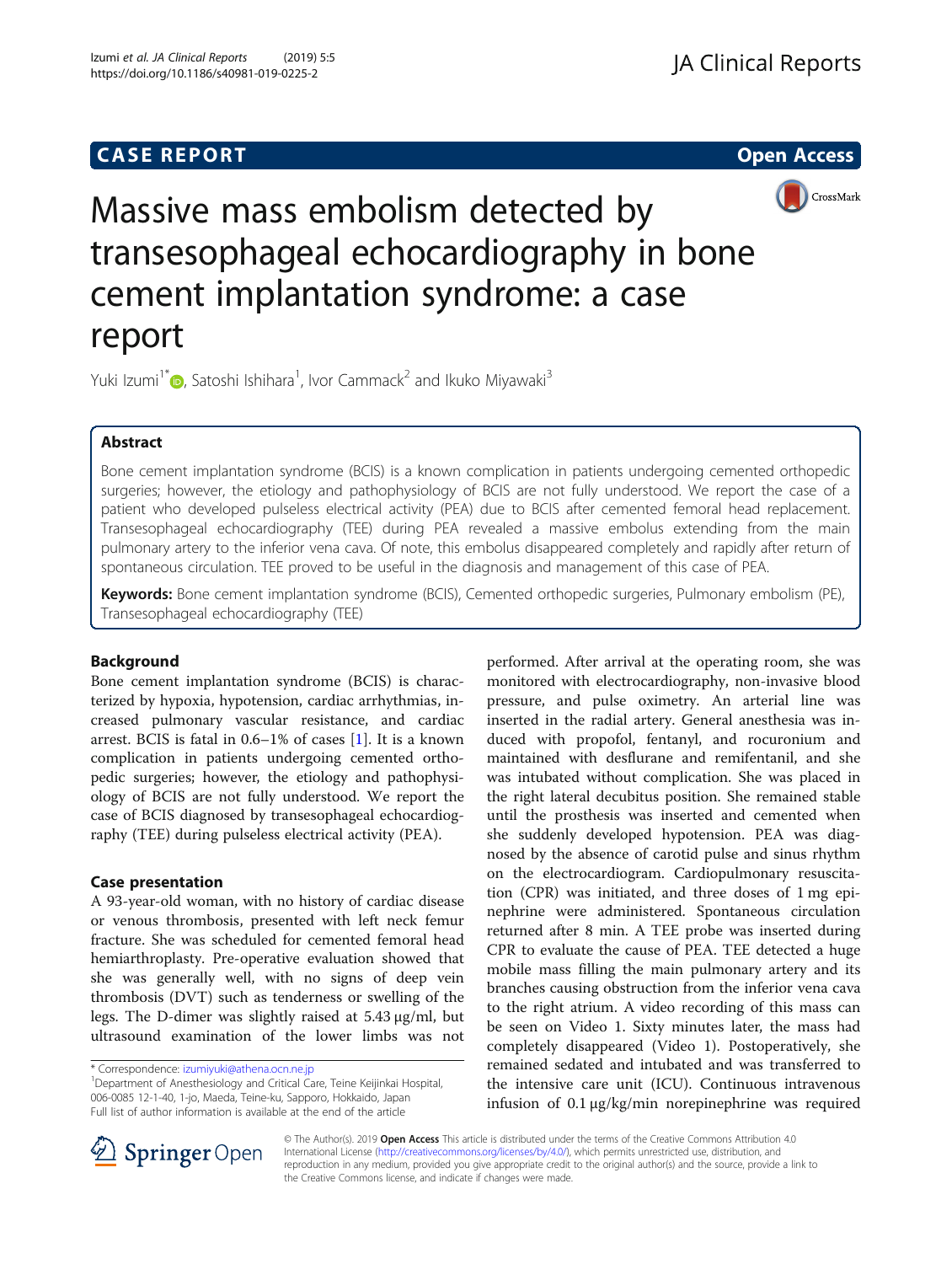CASE REPORT

Open Access

# Massive mass embolism detected by transesophageal echocardiography in bone cement implantation syndrome: a case report

Yuki Izumi[1*], Satoshi Ishihara[1], Ivor Cammack[2] and Ikuko Miyawaki[3]

## Abstract

Bone cement implantation syndrome (BCIS) is a known complication in patients undergoing cemented orthopedic surgeries; however, the etiology and pathophysiology of BCIS are not fully understood. We report the case of a patient who developed pulseless electrical activity (PEA) due to BCIS after cemented femoral head replacement. Transesophageal echocardiography (TEE) during PEA revealed a massive embolus extending from the main pulmonary artery to the inferior vena cava. Of note, this embolus disappeared completely and rapidly after return of spontaneous circulation. TEE proved to be useful in the diagnosis and management of this case of PEA.

**Keywords:** Bone cement implantation syndrome (BCIS), Cemented orthopedic surgeries, Pulmonary embolism (PE), Transesophageal echocardiography (TEE)

## Background

Bone cement implantation syndrome (BCIS) is characterized by hypoxia, hypotension, cardiac arrhythmias, increased pulmonary vascular resistance, and cardiac arrest. BCIS is fatal in 0.6–1% of cases [1]. It is a known complication in patients undergoing cemented orthopedic surgeries; however, the etiology and pathophysiology of BCIS are not fully understood. We report the case of BCIS diagnosed by transesophageal echocardiography (TEE) during pulseless electrical activity (PEA).

## Case presentation

A 93-year-old woman, with no history of cardiac disease or venous thrombosis, presented with left neck femur fracture. She was scheduled for cemented femoral head hemiarthroplasty. Pre-operative evaluation showed that she was generally well, with no signs of deep vein thrombosis (DVT) such as tenderness or swelling of the legs. The D-dimer was slightly raised at 5.43 μg/ml, but ultrasound examination of the lower limbs was not performed. After arrival at the operating room, she was monitored with electrocardiography, non-invasive blood pressure, and pulse oximetry. An arterial line was inserted in the radial artery. General anesthesia was induced with propofol, fentanyl, and rocuronium and maintained with desflurane and remifentanil, and she was intubated without complication. She was placed in the right lateral decubitus position. She remained stable until the prosthesis was inserted and cemented when she suddenly developed hypotension. PEA was diagnosed by the absence of carotid pulse and sinus rhythm on the electrocardiogram. Cardiopulmonary resuscitation (CPR) was initiated, and three doses of 1 mg epinephrine were administered. Spontaneous circulation returned after 8 min. A TEE probe was inserted during CPR to evaluate the cause of PEA. TEE detected a huge mobile mass filling the main pulmonary artery and its branches causing obstruction from the inferior vena cava to the right atrium. A video recording of this mass can be seen on Video 1. Sixty minutes later, the mass had completely disappeared (Video 1). Postoperatively, she remained sedated and intubated and was transferred to the intensive care unit (ICU). Continuous intravenous infusion of 0.1 μg/kg/min norepinephrine was required

\* Correspondence: izumiyuki@athena.ocn.ne.jp
[1]Department of Anesthesiology and Critical Care, Teine Keijinkai Hospital, 006-0085 12-1-40, 1-jo, Maeda, Teine-ku, Sapporo, Hokkaido, Japan
Full list of author information is available at the end of the article

© The Author(s). 2019 **Open Access** This article is distributed under the terms of the Creative Commons Attribution 4.0 International License (http://creativecommons.org/licenses/by/4.0/), which permits unrestricted use, distribution, and reproduction in any medium, provided you give appropriate credit to the original author(s) and the source, provide a link to the Creative Commons license, and indicate if changes were made.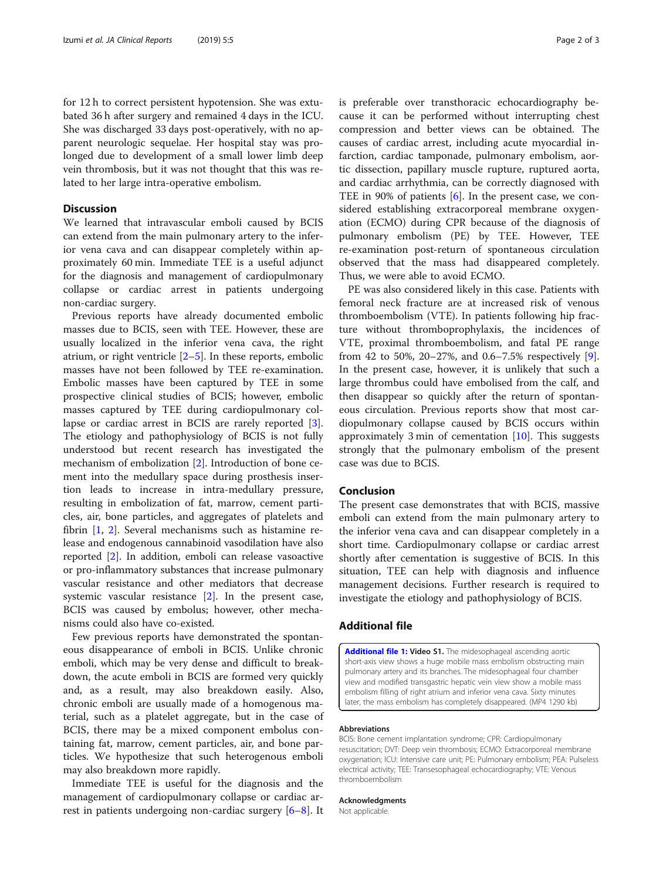for 12 h to correct persistent hypotension. She was extubated 36 h after surgery and remained 4 days in the ICU. She was discharged 33 days post-operatively, with no apparent neurologic sequelae. Her hospital stay was prolonged due to development of a small lower limb deep vein thrombosis, but it was not thought that this was related to her large intra-operative embolism.

## Discussion

We learned that intravascular emboli caused by BCIS can extend from the main pulmonary artery to the inferior vena cava and can disappear completely within approximately 60 min. Immediate TEE is a useful adjunct for the diagnosis and management of cardiopulmonary collapse or cardiac arrest in patients undergoing non-cardiac surgery.

Previous reports have already documented embolic masses due to BCIS, seen with TEE. However, these are usually localized in the inferior vena cava, the right atrium, or right ventricle [2–5]. In these reports, embolic masses have not been followed by TEE re-examination. Embolic masses have been captured by TEE in some prospective clinical studies of BCIS; however, embolic masses captured by TEE during cardiopulmonary collapse or cardiac arrest in BCIS are rarely reported [3]. The etiology and pathophysiology of BCIS is not fully understood but recent research has investigated the mechanism of embolization [2]. Introduction of bone cement into the medullary space during prosthesis insertion leads to increase in intra-medullary pressure, resulting in embolization of fat, marrow, cement particles, air, bone particles, and aggregates of platelets and fibrin [1, 2]. Several mechanisms such as histamine release and endogenous cannabinoid vasodilation have also reported [2]. In addition, emboli can release vasoactive or pro-inflammatory substances that increase pulmonary vascular resistance and other mediators that decrease systemic vascular resistance [2]. In the present case, BCIS was caused by embolus; however, other mechanisms could also have co-existed.

Few previous reports have demonstrated the spontaneous disappearance of emboli in BCIS. Unlike chronic emboli, which may be very dense and difficult to breakdown, the acute emboli in BCIS are formed very quickly and, as a result, may also breakdown easily. Also, chronic emboli are usually made of a homogenous material, such as a platelet aggregate, but in the case of BCIS, there may be a mixed component embolus containing fat, marrow, cement particles, air, and bone particles. We hypothesize that such heterogenous emboli may also breakdown more rapidly.

Immediate TEE is useful for the diagnosis and the management of cardiopulmonary collapse or cardiac arrest in patients undergoing non-cardiac surgery [6–8]. It is preferable over transthoracic echocardiography because it can be performed without interrupting chest compression and better views can be obtained. The causes of cardiac arrest, including acute myocardial infarction, cardiac tamponade, pulmonary embolism, aortic dissection, papillary muscle rupture, ruptured aorta, and cardiac arrhythmia, can be correctly diagnosed with TEE in 90% of patients [6]. In the present case, we considered establishing extracorporeal membrane oxygenation (ECMO) during CPR because of the diagnosis of pulmonary embolism (PE) by TEE. However, TEE re-examination post-return of spontaneous circulation observed that the mass had disappeared completely. Thus, we were able to avoid ECMO.

PE was also considered likely in this case. Patients with femoral neck fracture are at increased risk of venous thromboembolism (VTE). In patients following hip fracture without thromboprophylaxis, the incidences of VTE, proximal thromboembolism, and fatal PE range from 42 to 50%, 20–27%, and 0.6–7.5% respectively [9]. In the present case, however, it is unlikely that such a large thrombus could have embolised from the calf, and then disappear so quickly after the return of spontaneous circulation. Previous reports show that most cardiopulmonary collapse caused by BCIS occurs within approximately 3 min of cementation [10]. This suggests strongly that the pulmonary embolism of the present case was due to BCIS.

## Conclusion

The present case demonstrates that with BCIS, massive emboli can extend from the main pulmonary artery to the inferior vena cava and can disappear completely in a short time. Cardiopulmonary collapse or cardiac arrest shortly after cementation is suggestive of BCIS. In this situation, TEE can help with diagnosis and influence management decisions. Further research is required to investigate the etiology and pathophysiology of BCIS.

## Additional file

**Additional file 1: Video S1.** The midesophageal ascending aortic short-axis view shows a huge mobile mass embolism obstructing main pulmonary artery and its branches. The midesophageal four chamber view and modified transgastric hepatic vein view show a mobile mass embolism filling of right atrium and inferior vena cava. Sixty minutes later, the mass embolism has completely disappeared. (MP4 1290 kb)

### Abbreviations

BCIS: Bone cement implantation syndrome; CPR: Cardiopulmonary resuscitation; DVT: Deep vein thrombosis; ECMO: Extracorporeal membrane oxygenation; ICU: Intensive care unit; PE: Pulmonary embolism; PEA: Pulseless electrical activity; TEE: Transesophageal echocardiography; VTE: Venous thromboembolism

### Acknowledgments

Not applicable.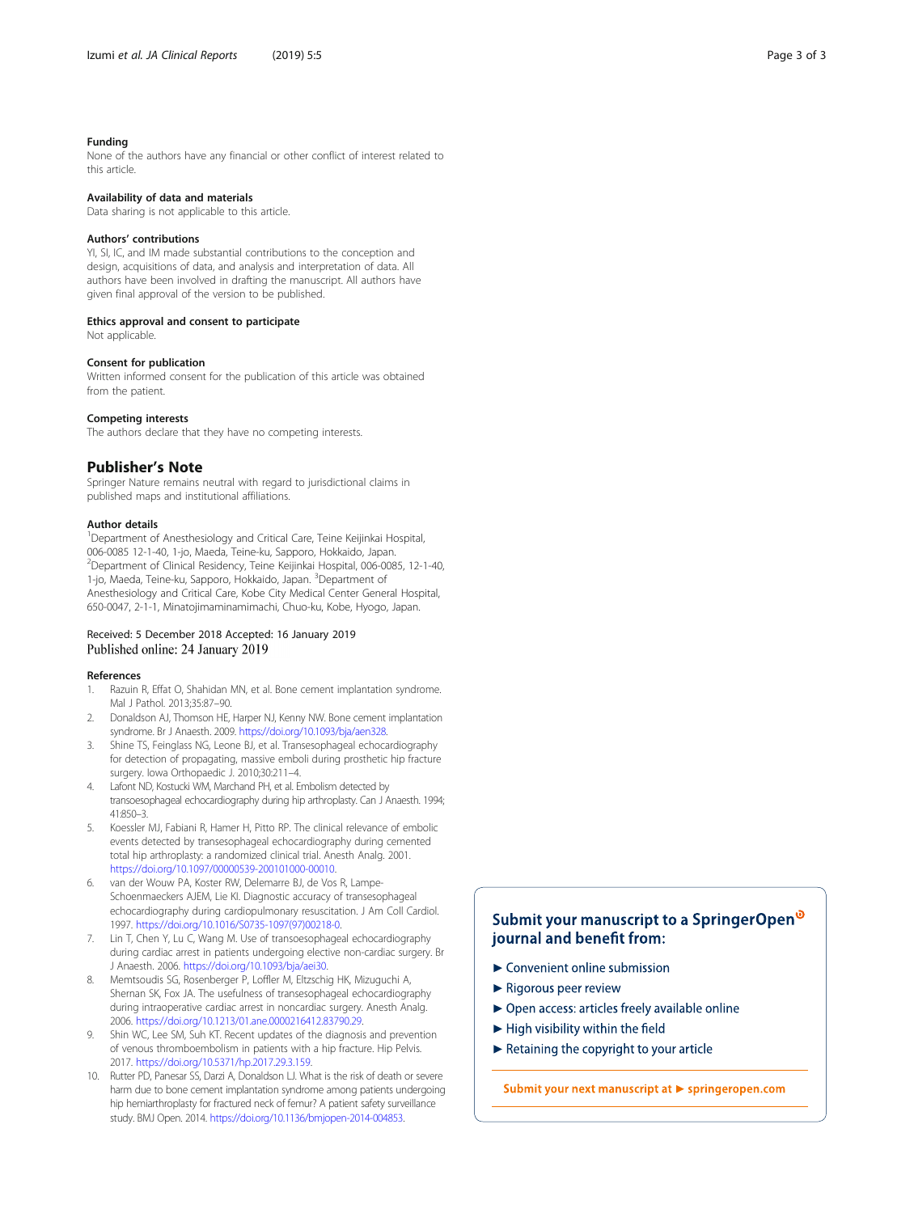### Funding

None of the authors have any financial or other conflict of interest related to this article.

### Availability of data and materials

Data sharing is not applicable to this article.

### Authors' contributions

YI, SI, IC, and IM made substantial contributions to the conception and design, acquisitions of data, and analysis and interpretation of data. All authors have been involved in drafting the manuscript. All authors have given final approval of the version to be published.

### Ethics approval and consent to participate

Not applicable.

### Consent for publication

Written informed consent for the publication of this article was obtained from the patient.

### Competing interests

The authors declare that they have no competing interests.

## Publisher's Note

Springer Nature remains neutral with regard to jurisdictional claims in published maps and institutional affiliations.

### Author details

[1]Department of Anesthesiology and Critical Care, Teine Keijinkai Hospital, 006-0085 12-1-40, 1-jo, Maeda, Teine-ku, Sapporo, Hokkaido, Japan. [2]Department of Clinical Residency, Teine Keijinkai Hospital, 006-0085, 12-1-40, 1-jo, Maeda, Teine-ku, Sapporo, Hokkaido, Japan. [3]Department of Anesthesiology and Critical Care, Kobe City Medical Center General Hospital, 650-0047, 2-1-1, Minatojimaminamimachi, Chuo-ku, Kobe, Hyogo, Japan.

Received: 5 December 2018 Accepted: 16 January 2019
Published online: 24 January 2019

### References

1. Razuin R, Effat O, Shahidan MN, et al. Bone cement implantation syndrome. Mal J Pathol. 2013;35:87–90.
2. Donaldson AJ, Thomson HE, Harper NJ, Kenny NW. Bone cement implantation syndrome. Br J Anaesth. 2009. https://doi.org/10.1093/bja/aen328.
3. Shine TS, Feinglass NG, Leone BJ, et al. Transesophageal echocardiography for detection of propagating, massive emboli during prosthetic hip fracture surgery. Iowa Orthopaedic J. 2010;30:211–4.
4. Lafont ND, Kostucki WM, Marchand PH, et al. Embolism detected by transoesophageal echocardiography during hip arthroplasty. Can J Anaesth. 1994; 41:850–3.
5. Koessler MJ, Fabiani R, Hamer H, Pitto RP. The clinical relevance of embolic events detected by transesophageal echocardiography during cemented total hip arthroplasty: a randomized clinical trial. Anesth Analg. 2001. https://doi.org/10.1097/00000539-200101000-00010.
6. van der Wouw PA, Koster RW, Delemarre BJ, de Vos R, Lampe-Schoenmaeckers AJEM, Lie KI. Diagnostic accuracy of transesophageal echocardiography during cardiopulmonary resuscitation. J Am Coll Cardiol. 1997. https://doi.org/10.1016/S0735-1097(97)00218-0.
7. Lin T, Chen Y, Lu C, Wang M. Use of transoesophageal echocardiography during cardiac arrest in patients undergoing elective non-cardiac surgery. Br J Anaesth. 2006. https://doi.org/10.1093/bja/aei30.
8. Memtsoudis SG, Rosenberger P, Loffler M, Eltzschig HK, Mizuguchi A, Shernan SK, Fox JA. The usefulness of transesophageal echocardiography during intraoperative cardiac arrest in noncardiac surgery. Anesth Analg. 2006. https://doi.org/10.1213/01.ane.0000216412.83790.29.
9. Shin WC, Lee SM, Suh KT. Recent updates of the diagnosis and prevention of venous thromboembolism in patients with a hip fracture. Hip Pelvis. 2017. https://doi.org/10.5371/hp.2017.29.3.159.
10. Rutter PD, Panesar SS, Darzi A, Donaldson LJ. What is the risk of death or severe harm due to bone cement implantation syndrome among patients undergoing hip hemiarthroplasty for fractured neck of femur? A patient safety surveillance study. BMJ Open. 2014. https://doi.org/10.1136/bmjopen-2014-004853.